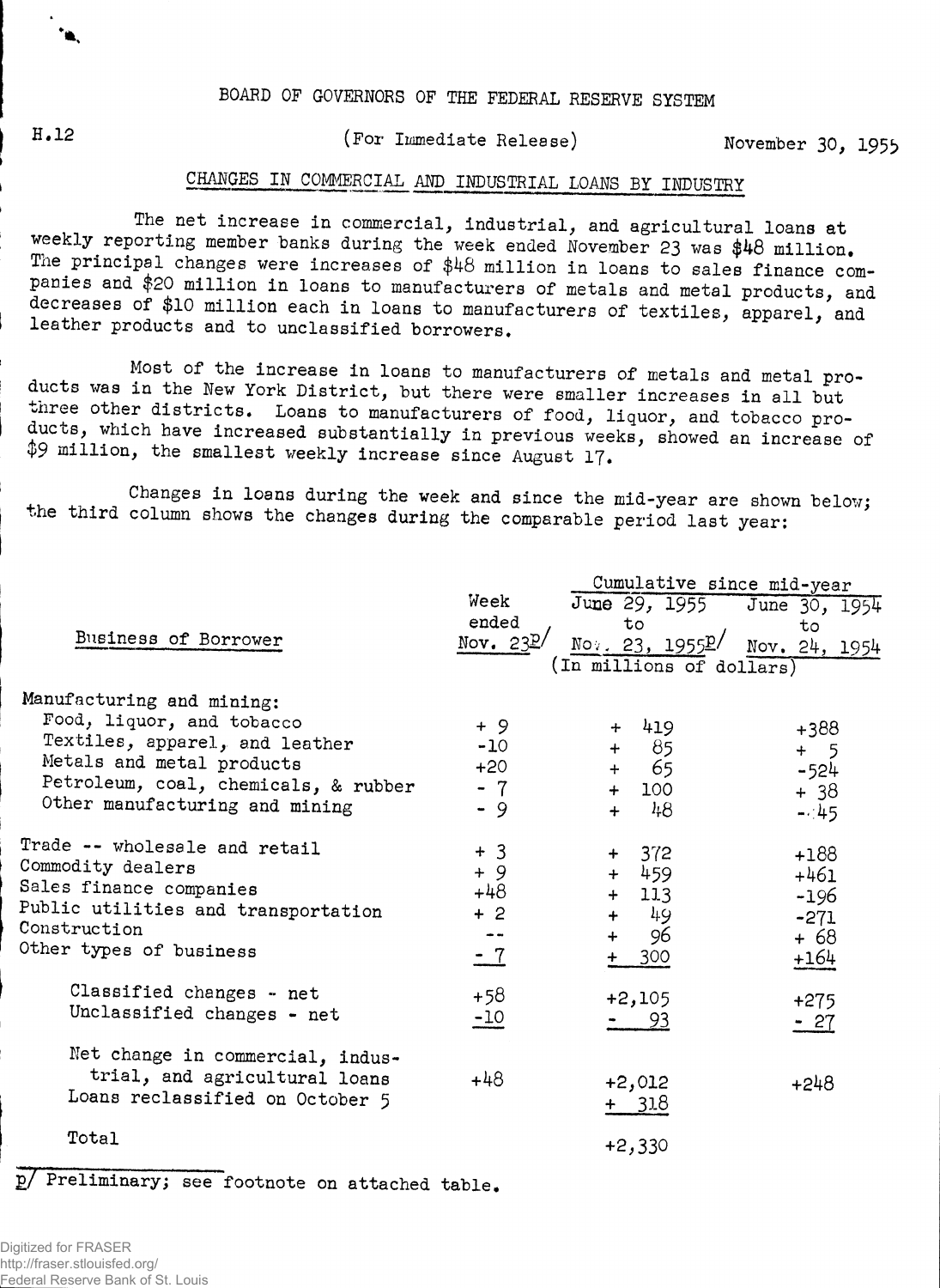BOARD OF GOVERNORS OF THE FEDERAL RESERVE SYSTEM

H.12 (For Immediate Release) November 30, 1955

## CHANGES IN COMMERCIAL AND INDUSTRIAL LOANS BY INDUSTRY

The net increase in commercial, industrial, and agricultural loans at weekly reporting member banks during the week ended November 23 was $48 million. The principal changes were increases of $48 million in loans to sales finance companies and $20 million in loans to manufacturers of metals and metal products, and decreases of $10 million each in loans to manufacturers of textiles, apparel, and leather products and to unclassified borrowers.

Most of the increase in loans to manufacturers of metals and metal products was in the New York District, but there were smaller increases in all but three other districts. Loans to manufacturers of food, liquor, and tobacco products, which have increased substantially in previous weeks, showed an increase of $9 million, the smallest weekly increase since August 17.

Changes in loans during the week and since the mid-year are shown below; the third column shows the changes during the comparable period last year:

| Business of Borrower | Week ended Nov. 23p/ | Cumulative since mid-year: June 29, 1955 to Nov. 23, 1955p/ | Cumulative since mid-year: June 30, 1954 to Nov. 24, 1954 |
|---|---|---|---|
| | (In millions of dollars) | | |
| Manufacturing and mining: | | | |
| Food, liquor, and tobacco | + 9 | + 419 | +388 |
| Textiles, apparel, and leather | -10 | + 85 | + 5 |
| Metals and metal products | +20 | + 65 | -524 |
| Petroleum, coal, chemicals, & rubber | - 7 | + 100 | + 38 |
| Other manufacturing and mining | - 9 | + 48 | - 45 |
| Trade -- wholesale and retail | + 3 | + 372 | +188 |
| Commodity dealers | + 9 | + 459 | +461 |
| Sales finance companies | +48 | + 113 | -196 |
| Public utilities and transportation | + 2 | + 49 | -271 |
| Construction | -- | + 96 | + 68 |
| Other types of business | - 7 | + 300 | +164 |
| Classified changes - net | +58 | +2,105 | +275 |
| Unclassified changes - net | -10 | - 93 | - 27 |
| Net change in commercial, industrial, and agricultural loans | +48 | +2,012 | +248 |
| Loans reclassified on October 5 | | + 318 | |
| Total | | +2,330 | |

p/ Preliminary; see footnote on attached table.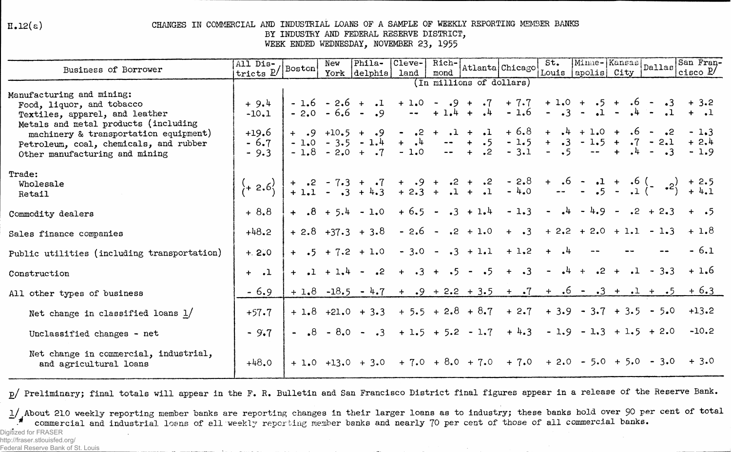H.12(a)

# CHANGES IN COMMERCIAL AND INDUSTRIAL LOANS OF A SAMPLE OF WEEKLY REPORTING MEMBER BANKS BY INDUSTRY AND FEDERAL RESERVE DISTRICT, WEEK ENDED WEDNESDAY, NOVEMBER 23, 1955

| Business of Borrower | All Districts p/ | Boston | New York | Philadelphia | Cleveland | Richmond | Atlanta | Chicago | St. Louis | Minneapolis | Kansas City | Dallas | San Francisco p/ |
|---|---|---|---|---|---|---|---|---|---|---|---|---|---|
| | (In millions of dollars) | | | | | | | | | | | | |
| Manufacturing and mining: | | | | | | | | | | | | | |
| Food, liquor, and tobacco | + 9.4 | - 1.6 | - 2.6 | + .1 | + 1.0 | - .9 | + .7 | + 7.7 | + 1.0 | + .5 | + .6 | - .3 | + 3.2 |
| Textiles, apparel, and leather | -10.1 | - 2.0 | - 6.6 | - .9 | -- | + 1.4 | + .4 | - 1.6 | - .3 | - .1 | - .4 | - .1 | + .1 |
| Metals and metal products (including machinery & transportation equipment) | +19.6 | + .9 | +10.5 | + .9 | - .2 | + .1 | + .1 | + 6.8 | + .4 | + 1.0 | + .6 | - .2 | - 1.3 |
| Petroleum, coal, chemicals, and rubber | - 6.7 | - 1.0 | - 3.5 | - 1.4 | + .4 | -- | + .5 | - 1.5 | + .3 | - 1.5 | + .7 | - 2.1 | + 2.4 |
| Other manufacturing and mining | - 9.3 | - 1.8 | - 2.0 | + .7 | - 1.0 | -- | + .2 | - 3.1 | - .5 | -- | + .4 | - .3 | - 1.9 |
| Trade: | | | | | | | | | | | | | |
| Wholesale | (+ 2.6) | + .2 | - 7.3 | + .7 | + .9 | + .2 | + .2 | - 2.8 | + .6 | - .1 | + .6 | (- .2) | + 2.5 |
| Retail | | + 1.1 | - .3 | + 4.3 | + 2.3 | + .1 | + .1 | - 4.0 | -- | - .5 | - .1 | | + 4.1 |
| Commodity dealers | + 8.8 | + .8 | + 5.4 | - 1.0 | + 6.5 | - .3 | + 1.4 | - 1.3 | - .4 | - 4.9 | - .2 | + 2.3 | + .5 |
| Sales finance companies | +48.2 | + 2.8 | +37.3 | + 3.8 | - 2.6 | - .2 | + 1.0 | + .3 | + 2.2 | + 2.0 | + 1.1 | - 1.3 | + 1.8 |
| Public utilities (including transportation) | + 2.0 | + .5 | + 7.2 | + 1.0 | - 3.0 | - .3 | + 1.1 | + 1.2 | + .4 | -- | -- | -- | - 6.1 |
| Construction | + .1 | + .1 | + 1.4 | - .2 | + .3 | + .5 | - .5 | + .3 | - .4 | + .2 | + .1 | - 3.3 | + 1.6 |
| All other types of business | - 6.9 | + 1.8 | -18.5 | - 4.7 | + .9 | + 2.2 | + 3.5 | + .7 | + .6 | - .3 | + .1 | + .5 | + 6.3 |
| Net change in classified loans 1/ | +57.7 | + 1.8 | +21.0 | + 3.3 | + 5.5 | + 2.8 | + 8.7 | + 2.7 | + 3.9 | - 3.7 | + 3.5 | - 5.0 | +13.2 |
| Unclassified changes - net | - 9.7 | - .8 | - 8.0 | - .3 | + 1.5 | + 5.2 | - 1.7 | + 4.3 | - 1.9 | - 1.3 | + 1.5 | + 2.0 | -10.2 |
| Net change in commercial, industrial, and agricultural loans | +48.0 | + 1.0 | +13.0 | + 3.0 | + 7.0 | + 8.0 | + 7.0 | + 7.0 | + 2.0 | - 5.0 | + 5.0 | - 3.0 | + 3.0 |

p/ Preliminary; final totals will appear in the F. R. Bulletin and San Francisco District final figures appear in a release of the Reserve Bank.

1/ About 210 weekly reporting member banks are reporting changes in their larger loans as to industry; these banks hold over 90 per cent of total commercial and industrial loans of all weekly reporting member banks and nearly 70 per cent of those of all commercial banks.